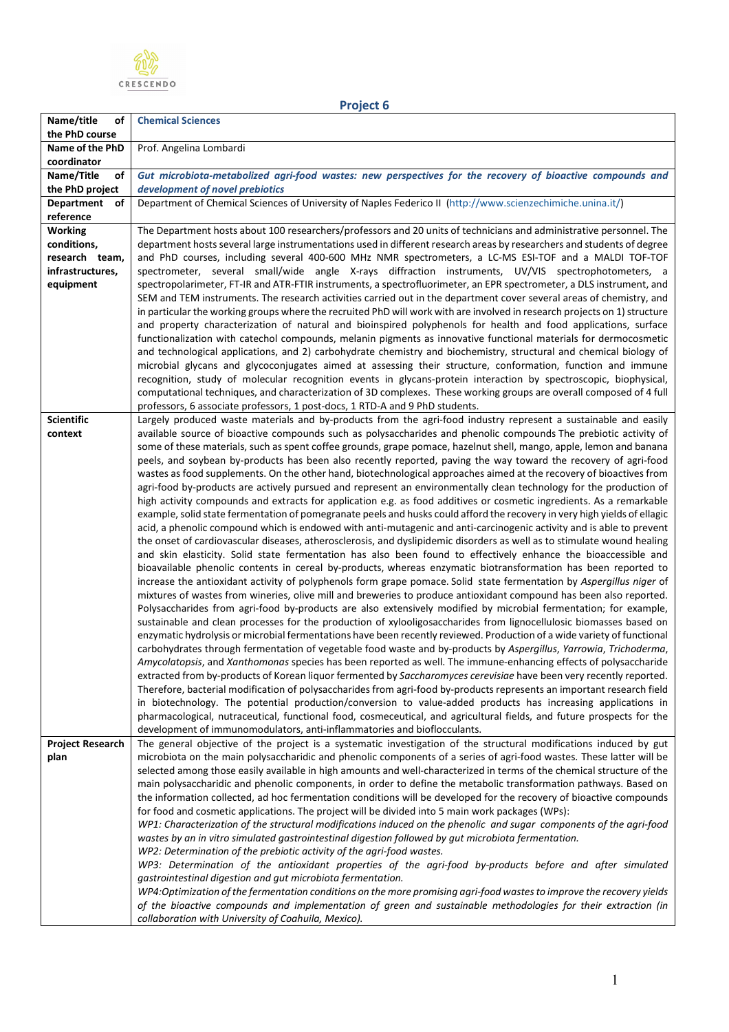CRESCENDO

## Project 6

| Name/title of the PhD course | **Chemical Sciences** |
|---|---|
| Name of the PhD coordinator | Prof. Angelina Lombardi |
| Name/Title of the PhD project | ***Gut microbiota-metabolized agri-food wastes: new perspectives for the recovery of bioactive compounds and development of novel prebiotics*** |
| Department of reference | Department of Chemical Sciences of University of Naples Federico II (http://www.scienzechimiche.unina.it/) |
| Working conditions, research team, infrastructures, equipment | The Department hosts about 100 researchers/professors and 20 units of technicians and administrative personnel. The department hosts several large instrumentations used in different research areas by researchers and students of degree and PhD courses, including several 400-600 MHz NMR spectrometers, a LC-MS ESI-TOF and a MALDI TOF-TOF spectrometer, several small/wide angle X-rays diffraction instruments, UV/VIS spectrophotometers, a spectropolarimeter, FT-IR and ATR-FTIR instruments, a spectrofluorimeter, an EPR spectrometer, a DLS instrument, and SEM and TEM instruments. The research activities carried out in the department cover several areas of chemistry, and in particular the working groups where the recruited PhD will work with are involved in research projects on 1) structure and property characterization of natural and bioinspired polyphenols for health and food applications, surface functionalization with catechol compounds, melanin pigments as innovative functional materials for dermocosmetic and technological applications, and 2) carbohydrate chemistry and biochemistry, structural and chemical biology of microbial glycans and glycoconjugates aimed at assessing their structure, conformation, function and immune recognition, study of molecular recognition events in glycans-protein interaction by spectroscopic, biophysical, computational techniques, and characterization of 3D complexes. These working groups are overall composed of 4 full professors, 6 associate professors, 1 post-docs, 1 RTD-A and 9 PhD students. |
| Scientific context | Largely produced waste materials and by-products from the agri-food industry represent a sustainable and easily available source of bioactive compounds such as polysaccharides and phenolic compounds The prebiotic activity of some of these materials, such as spent coffee grounds, grape pomace, hazelnut shell, mango, apple, lemon and banana peels, and soybean by-products has been also recently reported, paving the way toward the recovery of agri-food wastes as food supplements. On the other hand, biotechnological approaches aimed at the recovery of bioactives from agri-food by-products are actively pursued and represent an environmentally clean technology for the production of high activity compounds and extracts for application e.g. as food additives or cosmetic ingredients. As a remarkable example, solid state fermentation of pomegranate peels and husks could afford the recovery in very high yields of ellagic acid, a phenolic compound which is endowed with anti-mutagenic and anti-carcinogenic activity and is able to prevent the onset of cardiovascular diseases, atherosclerosis, and dyslipidemic disorders as well as to stimulate wound healing and skin elasticity. Solid state fermentation has also been found to effectively enhance the bioaccessible and bioavailable phenolic contents in cereal by-products, whereas enzymatic biotransformation has been reported to increase the antioxidant activity of polyphenols form grape pomace. Solid state fermentation by *Aspergillus niger* of mixtures of wastes from wineries, olive mill and breweries to produce antioxidant compound has been also reported. Polysaccharides from agri-food by-products are also extensively modified by microbial fermentation; for example, sustainable and clean processes for the production of xylooligosaccharides from lignocellulosic biomasses based on enzymatic hydrolysis or microbial fermentations have been recently reviewed. Production of a wide variety of functional carbohydrates through fermentation of vegetable food waste and by-products by *Aspergillus*, *Yarrowia*, *Trichoderma*, *Amycolatopsis*, and *Xanthomonas* species has been reported as well. The immune-enhancing effects of polysaccharide extracted from by-products of Korean liquor fermented by *Saccharomyces cerevisiae* have been very recently reported. Therefore, bacterial modification of polysaccharides from agri-food by-products represents an important research field in biotechnology. The potential production/conversion to value-added products has increasing applications in pharmacological, nutraceutical, functional food, cosmeceutical, and agricultural fields, and future prospects for the development of immunomodulators, anti-inflammatories and bioflocculants. |
| Project Research plan | The general objective of the project is a systematic investigation of the structural modifications induced by gut microbiota on the main polysaccharidic and phenolic components of a series of agri-food wastes. These latter will be selected among those easily available in high amounts and well-characterized in terms of the chemical structure of the main polysaccharidic and phenolic components, in order to define the metabolic transformation pathways. Based on the information collected, ad hoc fermentation conditions will be developed for the recovery of bioactive compounds for food and cosmetic applications. The project will be divided into 5 main work packages (WPs):<br>*WP1: Characterization of the structural modifications induced on the phenolic and sugar components of the agri-food wastes by an in vitro simulated gastrointestinal digestion followed by gut microbiota fermentation.*<br>*WP2: Determination of the prebiotic activity of the agri-food wastes.*<br>*WP3: Determination of the antioxidant properties of the agri-food by-products before and after simulated gastrointestinal digestion and gut microbiota fermentation.*<br>*WP4:Optimization of the fermentation conditions on the more promising agri-food wastes to improve the recovery yields of the bioactive compounds and implementation of green and sustainable methodologies for their extraction (in collaboration with University of Coahuila, Mexico).* |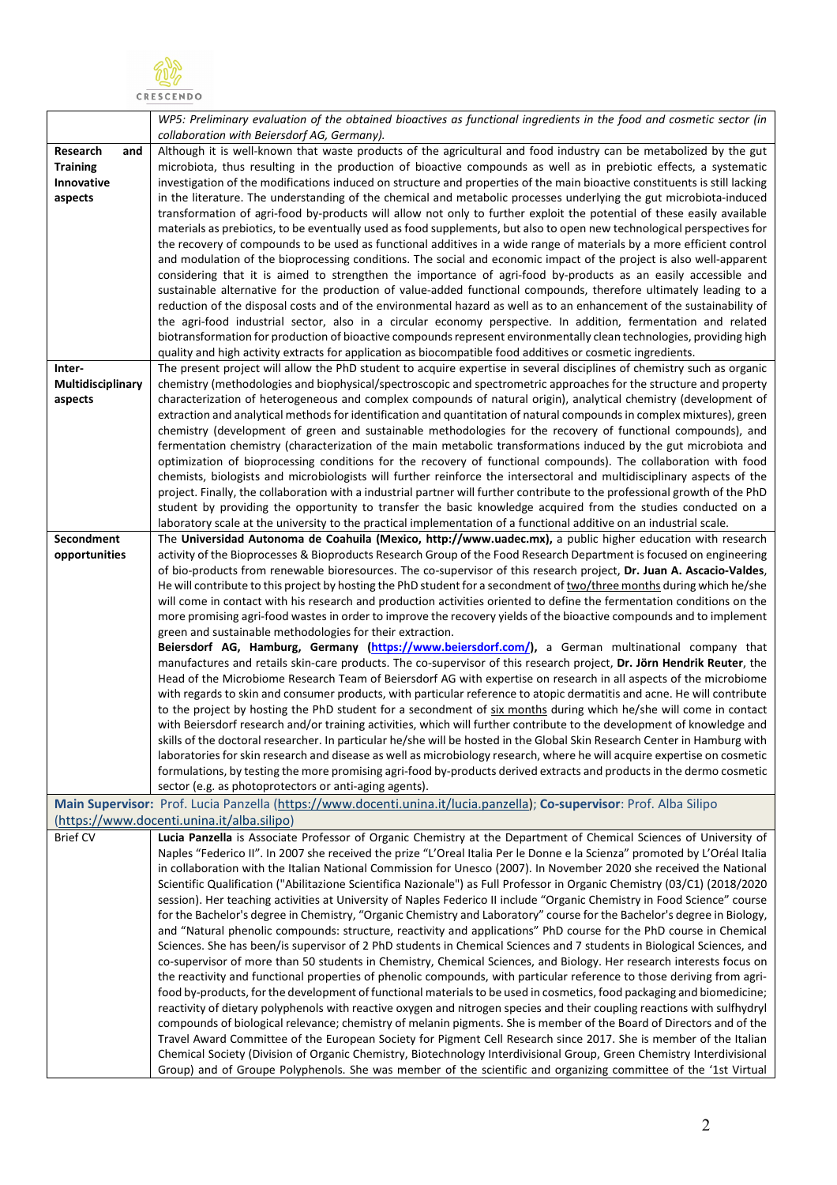| | |
|---|---|
| | *WP5: Preliminary evaluation of the obtained bioactives as functional ingredients in the food and cosmetic sector (in collaboration with Beiersdorf AG, Germany).* |
| **Research and Training Innovative aspects** | Although it is well-known that waste products of the agricultural and food industry can be metabolized by the gut microbiota, thus resulting in the production of bioactive compounds as well as in prebiotic effects, a systematic investigation of the modifications induced on structure and properties of the main bioactive constituents is still lacking in the literature. The understanding of the chemical and metabolic processes underlying the gut microbiota-induced transformation of agri-food by-products will allow not only to further exploit the potential of these easily available materials as prebiotics, to be eventually used as food supplements, but also to open new technological perspectives for the recovery of compounds to be used as functional additives in a wide range of materials by a more efficient control and modulation of the bioprocessing conditions. The social and economic impact of the project is also well-apparent considering that it is aimed to strengthen the importance of agri-food by-products as an easily accessible and sustainable alternative for the production of value-added functional compounds, therefore ultimately leading to a reduction of the disposal costs and of the environmental hazard as well as to an enhancement of the sustainability of the agri-food industrial sector, also in a circular economy perspective. In addition, fermentation and related biotransformation for production of bioactive compounds represent environmentally clean technologies, providing high quality and high activity extracts for application as biocompatible food additives or cosmetic ingredients. |
| **Inter-Multidisciplinary aspects** | The present project will allow the PhD student to acquire expertise in several disciplines of chemistry such as organic chemistry (methodologies and biophysical/spectroscopic and spectrometric approaches for the structure and property characterization of heterogeneous and complex compounds of natural origin), analytical chemistry (development of extraction and analytical methods for identification and quantitation of natural compounds in complex mixtures), green chemistry (development of green and sustainable methodologies for the recovery of functional compounds), and fermentation chemistry (characterization of the main metabolic transformations induced by the gut microbiota and optimization of bioprocessing conditions for the recovery of functional compounds). The collaboration with food chemists, biologists and microbiologists will further reinforce the intersectoral and multidisciplinary aspects of the project. Finally, the collaboration with a industrial partner will further contribute to the professional growth of the PhD student by providing the opportunity to transfer the basic knowledge acquired from the studies conducted on a laboratory scale at the university to the practical implementation of a functional additive on an industrial scale. |
| **Secondment opportunities** | The **Universidad Autonoma de Coahuila (Mexico, http://www.uadec.mx),** a public higher education with research activity of the Bioprocesses & Bioproducts Research Group of the Food Research Department is focused on engineering of bio-products from renewable bioresources. The co-supervisor of this research project, **Dr. Juan A. Ascacio-Valdes**, He will contribute to this project by hosting the PhD student for a secondment of <u>two/three months</u> during which he/she will come in contact with his research and production activities oriented to define the fermentation conditions on the more promising agri-food wastes in order to improve the recovery yields of the bioactive compounds and to implement green and sustainable methodologies for their extraction.<br>**Beiersdorf AG, Hamburg, Germany (https://www.beiersdorf.com/),** a German multinational company that manufactures and retails skin-care products. The co-supervisor of this research project, **Dr. Jörn Hendrik Reuter**, the Head of the Microbiome Research Team of Beiersdorf AG with expertise on research in all aspects of the microbiome with regards to skin and consumer products, with particular reference to atopic dermatitis and acne. He will contribute to the project by hosting the PhD student for a secondment of <u>six months</u> during which he/she will come in contact with Beiersdorf research and/or training activities, which will further contribute to the development of knowledge and skills of the doctoral researcher. In particular he/she will be hosted in the Global Skin Research Center in Hamburg with laboratories for skin research and disease as well as microbiology research, where he will acquire expertise on cosmetic formulations, by testing the more promising agri-food by-products derived extracts and products in the dermo cosmetic sector (e.g. as photoprotectors or anti-aging agents). |
| **Main Supervisor:** Prof. Lucia Panzella (https://www.docenti.unina.it/lucia.panzella); **Co-supervisor**: Prof. Alba Silipo (https://www.docenti.unina.it/alba.silipo) | |
| Brief CV | **Lucia Panzella** is Associate Professor of Organic Chemistry at the Department of Chemical Sciences of University of Naples "Federico II". In 2007 she received the prize "L'Oreal Italia Per le Donne e la Scienza" promoted by L'Oréal Italia in collaboration with the Italian National Commission for Unesco (2007). In November 2020 she received the National Scientific Qualification ("Abilitazione Scientifica Nazionale") as Full Professor in Organic Chemistry (03/C1) (2018/2020 session). Her teaching activities at University of Naples Federico II include "Organic Chemistry in Food Science" course for the Bachelor's degree in Chemistry, "Organic Chemistry and Laboratory" course for the Bachelor's degree in Biology, and "Natural phenolic compounds: structure, reactivity and applications" PhD course for the PhD course in Chemical Sciences. She has been/is supervisor of 2 PhD students in Chemical Sciences and 7 students in Biological Sciences, and co-supervisor of more than 50 students in Chemistry, Chemical Sciences, and Biology. Her research interests focus on the reactivity and functional properties of phenolic compounds, with particular reference to those deriving from agri-food by-products, for the development of functional materials to be used in cosmetics, food packaging and biomedicine; reactivity of dietary polyphenols with reactive oxygen and nitrogen species and their coupling reactions with sulfhydryl compounds of biological relevance; chemistry of melanin pigments. She is member of the Board of Directors and of the Travel Award Committee of the European Society for Pigment Cell Research since 2017. She is member of the Italian Chemical Society (Division of Organic Chemistry, Biotechnology Interdivisional Group, Green Chemistry Interdivisional Group) and of Groupe Polyphenols. She was member of the scientific and organizing committee of the '1st Virtual |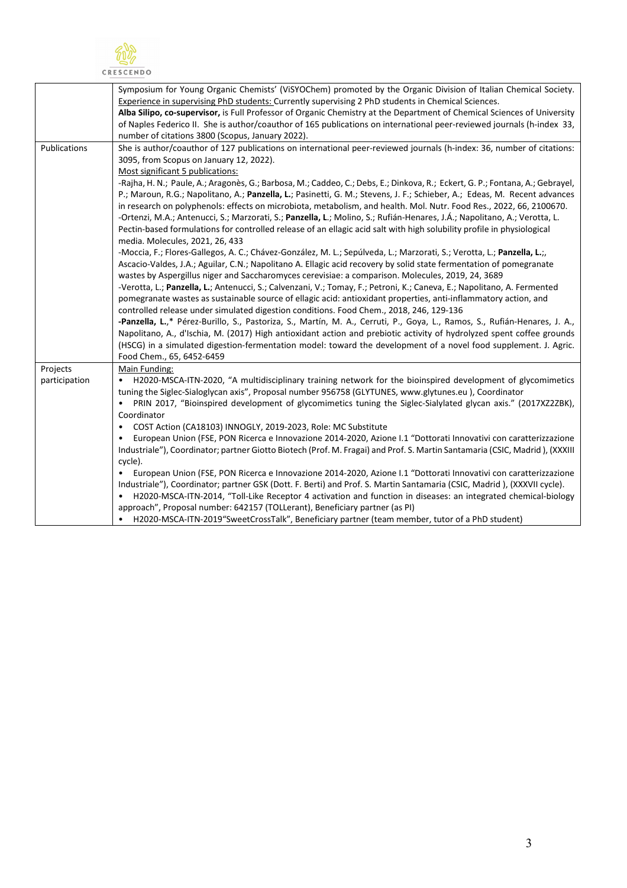| | |
|---|---|
| | Symposium for Young Organic Chemists' (ViSYOChem) promoted by the Organic Division of Italian Chemical Society.<br>Experience in supervising PhD students: Currently supervising 2 PhD students in Chemical Sciences.<br>**Alba Silipo, co-supervisor,** is Full Professor of Organic Chemistry at the Department of Chemical Sciences of University of Naples Federico II. She is author/coauthor of 165 publications on international peer-reviewed journals (h-index 33, number of citations 3800 (Scopus, January 2022). |
| Publications | She is author/coauthor of 127 publications on international peer-reviewed journals (h-index: 36, number of citations: 3095, from Scopus on January 12, 2022).<br>Most significant 5 publications:<br>-Rajha, H. N.; Paule, A.; Aragonès, G.; Barbosa, M.; Caddeo, C.; Debs, E.; Dinkova, R.; Eckert, G. P.; Fontana, A.; Gebrayel, P.; Maroun, R.G.; Napolitano, A.; **Panzella, L.**; Pasinetti, G. M.; Stevens, J. F.; Schieber, A.; Edeas, M. Recent advances in research on polyphenols: effects on microbiota, metabolism, and health. Mol. Nutr. Food Res., 2022, 66, 2100670.<br>-Ortenzi, M.A.; Antenucci, S.; Marzorati, S.; **Panzella, L**.; Molino, S.; Rufián-Henares, J.Á.; Napolitano, A.; Verotta, L. Pectin-based formulations for controlled release of an ellagic acid salt with high solubility profile in physiological media. Molecules, 2021, 26, 433<br>-Moccia, F.; Flores-Gallegos, A. C.; Chávez-González, M. L.; Sepúlveda, L.; Marzorati, S.; Verotta, L.; **Panzella, L.**;, Ascacio-Valdes, J.A.; Aguilar, C.N.; Napolitano A. Ellagic acid recovery by solid state fermentation of pomegranate wastes by Aspergillus niger and Saccharomyces cerevisiae: a comparison. Molecules, 2019, 24, 3689<br>-Verotta, L.; **Panzella, L.**; Antenucci, S.; Calvenzani, V.; Tomay, F.; Petroni, K.; Caneva, E.; Napolitano, A. Fermented pomegranate wastes as sustainable source of ellagic acid: antioxidant properties, anti-inflammatory action, and controlled release under simulated digestion conditions. Food Chem., 2018, 246, 129-136<br>**-Panzella, L.**,* Pérez-Burillo, S., Pastoriza, S., Martín, M. A., Cerruti, P., Goya, L., Ramos, S., Rufián-Henares, J. A., Napolitano, A., d'Ischia, M. (2017) High antioxidant action and prebiotic activity of hydrolyzed spent coffee grounds (HSCG) in a simulated digestion-fermentation model: toward the development of a novel food supplement. J. Agric. Food Chem., 65, 6452-6459 |
| Projects participation | Main Funding:<br>• H2020-MSCA-ITN-2020, "A multidisciplinary training network for the bioinspired development of glycomimetics tuning the Siglec-Sialoglycan axis", Proposal number 956758 (GLYTUNES, www.glytunes.eu ), Coordinator<br>• PRIN 2017, "Bioinspired development of glycomimetics tuning the Siglec-Sialylated glycan axis." (2017XZ2ZBK), Coordinator<br>• COST Action (CA18103) INNOGLY, 2019-2023, Role: MC Substitute<br>• European Union (FSE, PON Ricerca e Innovazione 2014-2020, Azione I.1 "Dottorati Innovativi con caratterizzazione Industriale"), Coordinator; partner Giotto Biotech (Prof. M. Fragai) and Prof. S. Martin Santamaria (CSIC, Madrid ), (XXXIII cycle).<br>• European Union (FSE, PON Ricerca e Innovazione 2014-2020, Azione I.1 "Dottorati Innovativi con caratterizzazione Industriale"), Coordinator; partner GSK (Dott. F. Berti) and Prof. S. Martin Santamaria (CSIC, Madrid ), (XXXVII cycle).<br>• H2020-MSCA-ITN-2014, "Toll-Like Receptor 4 activation and function in diseases: an integrated chemical-biology approach", Proposal number: 642157 (TOLLerant), Beneficiary partner (as PI)<br>• H2020-MSCA-ITN-2019"SweetCrossTalk", Beneficiary partner (team member, tutor of a PhD student) |